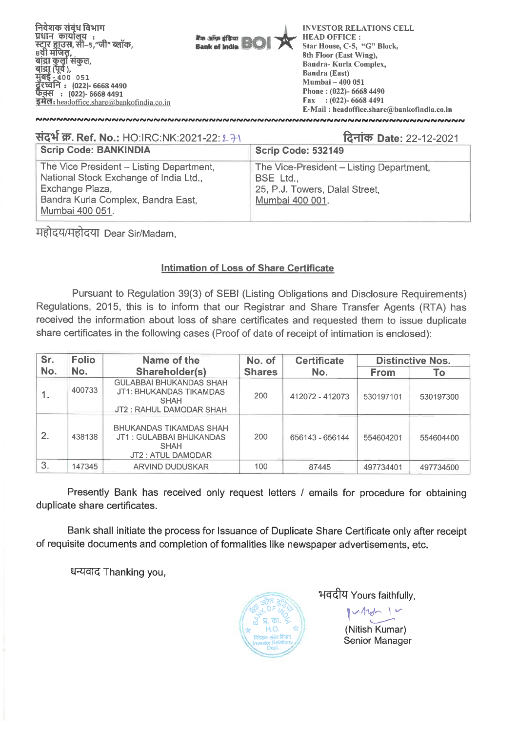निवेशक संबंध विभाग
प्रधान कार्यालय :
स्टार हाउस, सी–5,"जी" ब्लॉक,
8वी मंजिल,
बांद्रा कुर्ला संकुल,
बांद्रा (पूर्व ),
मुंबई - 400 051
दूरध्वनि : (022)- 6668 4490
फैक्स : (022)- 6668 4491
इमेल: headoffice.share@bankofindia.co.in

बैंक ऑफ़ इंडिया Bank of India BOI

INVESTOR RELATIONS CELL
HEAD OFFICE :
Star House, C-5, "G" Block,
8th Floor (East Wing),
Bandra- Kurla Complex,
Bandra (East)
Mumbai – 400 051
Phone : (022)- 6668 4490
Fax : (022)- 6668 4491
E-Mail : headoffice.share@bankofindia.co.in

संदर्भ क्र. Ref. No.: HO:IRC:NK:2021-22:271 | दिनांक Date: 22-12-2021

| Scrip Code: BANKINDIA | Scrip Code: 532149 |
|---|---|
| The Vice President – Listing Department, National Stock Exchange of India Ltd., Exchange Plaza, Bandra Kurla Complex, Bandra East, Mumbai 400 051. | The Vice-President – Listing Department, BSE Ltd., 25, P.J. Towers, Dalal Street, Mumbai 400 001. |

महोदय/महोदया Dear Sir/Madam,

## Intimation of Loss of Share Certificate

Pursuant to Regulation 39(3) of SEBI (Listing Obligations and Disclosure Requirements) Regulations, 2015, this is to inform that our Registrar and Share Transfer Agents (RTA) has received the information about loss of share certificates and requested them to issue duplicate share certificates in the following cases (Proof of date of receipt of intimation is enclosed):

| Sr. No. | Folio No. | Name of the Shareholder(s) | No. of Shares | Certificate No. | Distinctive Nos. | |
|---|---|---|---|---|---|---|
| | | | | | From | To |
| 1. | 400733 | GULABBAI BHUKANDAS SHAH JT1: BHUKANDAS TIKAMDAS SHAH JT2 : RAHUL DAMODAR SHAH | 200 | 412072 - 412073 | 530197101 | 530197300 |
| 2. | 438138 | BHUKANDAS TIKAMDAS SHAH JT1 : GULABBAI BHUKANDAS SHAH JT2 : ATUL DAMODAR | 200 | 656143 - 656144 | 554604201 | 554604400 |
| 3. | 147345 | ARVIND DUDUSKAR | 100 | 87445 | 497734401 | 497734500 |

Presently Bank has received only request letters / emails for procedure for obtaining duplicate share certificates.

Bank shall initiate the process for Issuance of Duplicate Share Certificate only after receipt of requisite documents and completion of formalities like newspaper advertisements, etc.

धन्यवाद Thanking you,

भवदीय Yours faithfully,

(Nitish Kumar)
Senior Manager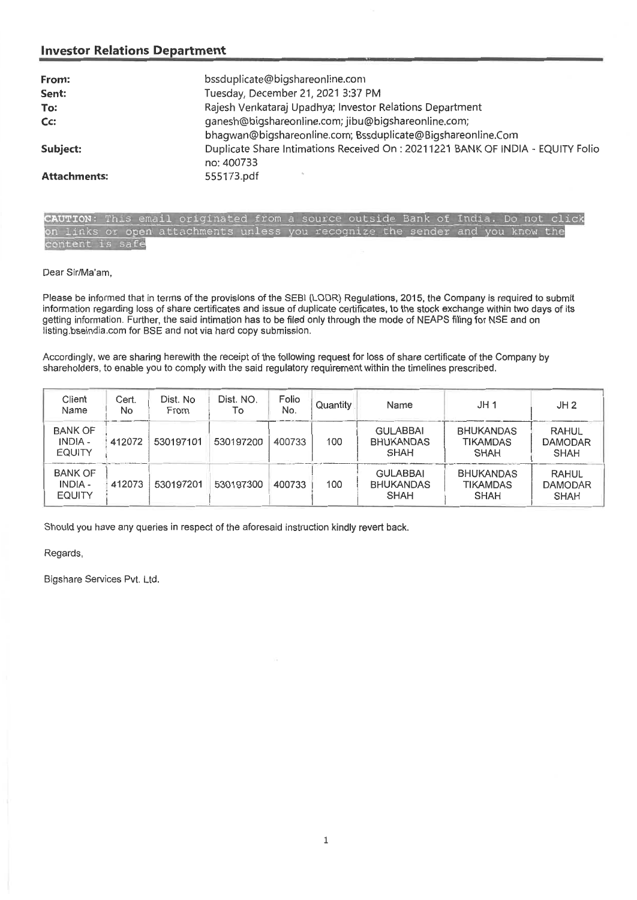## Investor Relations Department

| | |
|---|---|
| **From:** | bssduplicate@bigshareonline.com |
| **Sent:** | Tuesday, December 21, 2021 3:37 PM |
| **To:** | Rajesh Venkataraj Upadhya; Investor Relations Department |
| **Cc:** | ganesh@bigshareonline.com; jibu@bigshareonline.com; bhagwan@bigshareonline.com; Bssduplicate@Bigshareonline.Com |
| **Subject:** | Duplicate Share Intimations Received On : 20211221 BANK OF INDIA - EQUITY Folio no: 400733 |
| **Attachments:** | 555173.pdf |

**CAUTION**: This email originated from a source outside Bank of India. Do not click on links or open attachments unless you recognize the sender and you know the content is safe

Dear Sir/Ma'am,

Please be informed that in terms of the provisions of the SEBI (LODR) Regulations, 2015, the Company is required to submit information regarding loss of share certificates and issue of duplicate certificates, to the stock exchange within two days of its getting information. Further, the said intimation has to be filed only through the mode of NEAPS filing for NSE and on listing.bseindia.com for BSE and not via hard copy submission.

Accordingly, we are sharing herewith the receipt of the following request for loss of share certificate of the Company by shareholders, to enable you to comply with the said regulatory requirement within the timelines prescribed.

| Client Name | Cert. No | Dist. No From | Dist. NO. To | Folio No. | Quantity | Name | JH 1 | JH 2 |
|---|---|---|---|---|---|---|---|---|
| BANK OF INDIA - EQUITY | 412072 | 530197101 | 530197200 | 400733 | 100 | GULABBAI BHUKANDAS SHAH | BHUKANDAS TIKAMDAS SHAH | RAHUL DAMODAR SHAH |
| BANK OF INDIA - EQUITY | 412073 | 530197201 | 530197300 | 400733 | 100 | GULABBAI BHUKANDAS SHAH | BHUKANDAS TIKAMDAS SHAH | RAHUL DAMODAR SHAH |

Should you have any queries in respect of the aforesaid instruction kindly revert back.

Regards,

Bigshare Services Pvt. Ltd.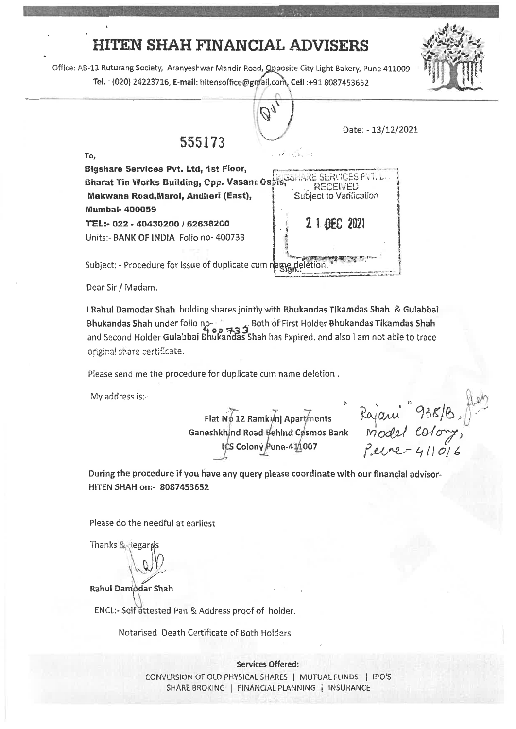# HITEN SHAH FINANCIAL ADVISERS

Office: AB-12 Ruturang Society, Aranyeshwar Mandir Road, Opposite City Light Bakery, Pune 411009
Tel. : (020) 24223716, E-mail: hitensoffice@gmail.com, Cell :+91 8087453652

Date: - 13/12/2021

555173

To,

**Bigshare Services Pvt. Ltd, 1st Floor,**
**Bharat Tin Works Building, Opp. Vasant Oasis,**
**Makwana Road,Marol, Andheri (East),**
**Mumbai- 400059**
**TEL:- 022 - 40430200 / 62638200**
Units:- **BANK OF INDIA** Folio no- 400733

BIGSHARE SERVICES PVT. LTD.
RECEIVED
Subject to Verification
21 DEC 2021
Sign.:

Subject: - Procedure for issue of duplicate cum name deletion.

Dear Sir / Madam.

I Rahul Damodar Shah holding shares jointly with **Bhukandas Tikamdas Shah** & **Gulabbai Bhukandas Shah** under folio no- 400733. Both of First Holder **Bhukandas Tikamdas Shah** and Second Holder **Gulabbai Bhukandas Shah** has Expired. and also I am not able to trace original share certificate.

Please send me the procedure for duplicate cum name deletion .

My address is:-

~~Flat No 12 Ramkunj Apartments~~
~~Ganeshkhind Road Behind Cosmos Bank~~
~~ICS Colony Pune-411007~~

Rajani 938/B,
Model colony,
Pune-411016

**During the procedure if you have any query please coordinate with our financial advisor- HITEN SHAH on:- 8087453652**

Please do the needful at earliest

Thanks & Regards

**Rahul Damodar Shah**

ENCL:- Self attested Pan & Address proof of holder.

Notarised Death Certificate of Both Holders

**Services Offered:**
CONVERSION OF OLD PHYSICAL SHARES | MUTUAL FUNDS | IPO'S
SHARE BROKING | FINANCIAL PLANNING | INSURANCE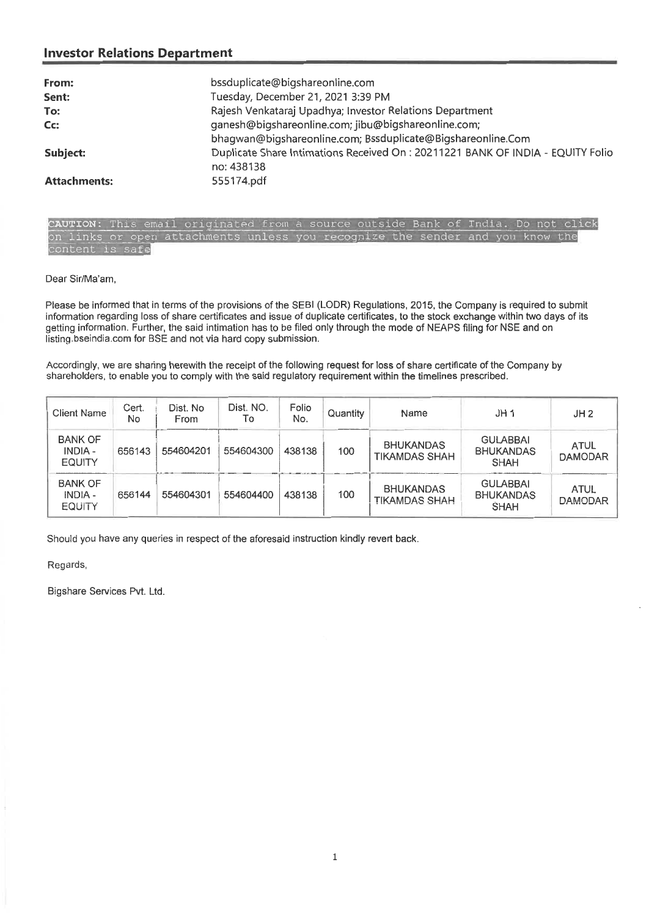## Investor Relations Department

| | |
|---|---|
| **From:** | bssduplicate@bigshareonline.com |
| **Sent:** | Tuesday, December 21, 2021 3:39 PM |
| **To:** | Rajesh Venkataraj Upadhya; Investor Relations Department |
| **Cc:** | ganesh@bigshareonline.com; jibu@bigshareonline.com; bhagwan@bigshareonline.com; Bssduplicate@Bigshareonline.Com |
| **Subject:** | Duplicate Share Intimations Received On : 20211221 BANK OF INDIA - EQUITY Folio no: 438138 |
| **Attachments:** | 555174.pdf |

CAUTION: This email originated from a source outside Bank of India. Do not click on links or open attachments unless you recognize the sender and you know the content is safe

Dear Sir/Ma'am,

Please be informed that in terms of the provisions of the SEBI (LODR) Regulations, 2015, the Company is required to submit information regarding loss of share certificates and issue of duplicate certificates, to the stock exchange within two days of its getting information. Further, the said intimation has to be filed only through the mode of NEAPS filing for NSE and on listing.bseindia.com for BSE and not via hard copy submission.

Accordingly, we are sharing herewith the receipt of the following request for loss of share certificate of the Company by shareholders, to enable you to comply with the said regulatory requirement within the timelines prescribed.

| Client Name | Cert. No | Dist. No From | Dist. NO. To | Folio No. | Quantity | Name | JH 1 | JH 2 |
|---|---|---|---|---|---|---|---|---|
| BANK OF INDIA - EQUITY | 656143 | 554604201 | 554604300 | 438138 | 100 | BHUKANDAS TIKAMDAS SHAH | GULABBAI BHUKANDAS SHAH | ATUL DAMODAR |
| BANK OF INDIA - EQUITY | 656144 | 554604301 | 554604400 | 438138 | 100 | BHUKANDAS TIKAMDAS SHAH | GULABBAI BHUKANDAS SHAH | ATUL DAMODAR |

Should you have any queries in respect of the aforesaid instruction kindly revert back.

Regards,

Bigshare Services Pvt. Ltd.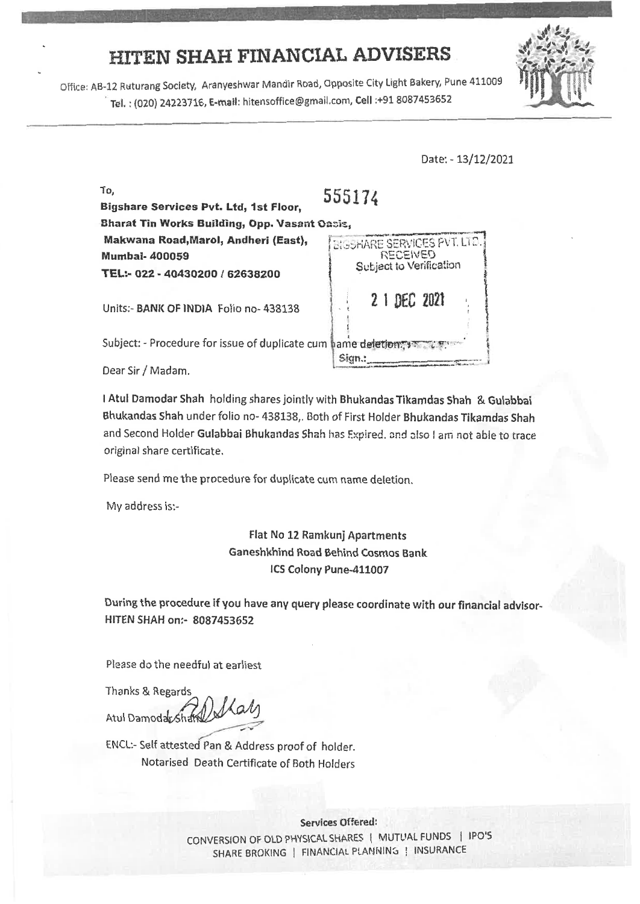# HITEN SHAH FINANCIAL ADVISERS

Office: AB-12 Ruturang Society, Aranyeshwar Mandir Road, Opposite City Light Bakery, Pune 411009
Tel. : (020) 24223716, E-mail: hitensoffice@gmail.com, Cell :+91 8087453652

Date: - 13/12/2021

To,

555174

**Bigshare Services Pvt. Ltd, 1st Floor,**
**Bharat Tin Works Building, Opp. Vasant Oasis,**
**Makwana Road,Marol, Andheri (East),**
**Mumbai- 400059**
**TEL:- 022 - 40430200 / 62638200**

BIGSHARE SERVICES PVT. LTD.
RECEIVED
Subject to Verification
21 DEC 2021
Sign.:

Units:- **BANK OF INDIA** Folio no- 438138

Subject: - Procedure for issue of duplicate cum name deletion.

Dear Sir / Madam.

I **Atul Damodar Shah** holding shares jointly with **Bhukandas Tikamdas Shah** & **Gulabbai Bhukandas Shah** under folio no- 438138,. Both of First Holder **Bhukandas Tikamdas Shah** and Second Holder **Gulabbai Bhukandas Shah** has Expired. and also I am not able to trace original share certificate.

Please send me the procedure for duplicate cum name deletion.

My address is:-

Flat No 12 Ramkunj Apartments
Ganeshkhind Road Behind Cosmos Bank
ICS Colony Pune-411007

During the procedure if you have any query please coordinate with our financial advisor- HITEN SHAH on:- 8087453652

Please do the needful at earliest

Thanks & Regards

Atul Damodar Shah

ENCL:- Self attested Pan & Address proof of holder.
Notarised Death Certificate of Both Holders

**Services Offered:**

CONVERSION OF OLD PHYSICAL SHARES | MUTUAL FUNDS | IPO'S
SHARE BROKING | FINANCIAL PLANNING | INSURANCE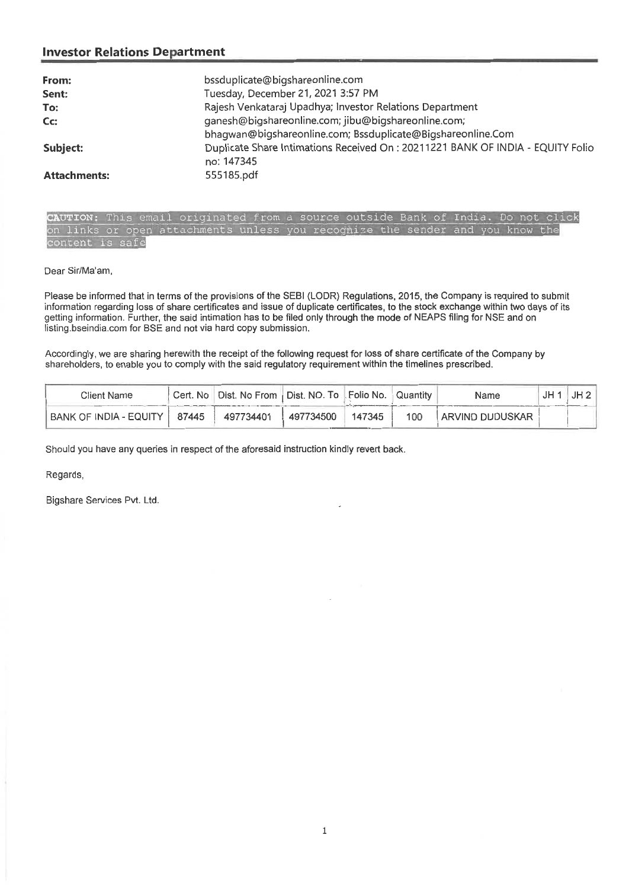## Investor Relations Department

| | |
|---|---|
| **From:** | bssduplicate@bigshareonline.com |
| **Sent:** | Tuesday, December 21, 2021 3:57 PM |
| **To:** | Rajesh Venkataraj Upadhya; Investor Relations Department |
| **Cc:** | ganesh@bigshareonline.com; jibu@bigshareonline.com; bhagwan@bigshareonline.com; Bssduplicate@Bigshareonline.Com |
| **Subject:** | Duplicate Share Intimations Received On : 20211221 BANK OF INDIA - EQUITY Folio no: 147345 |
| **Attachments:** | 555185.pdf |

**CAUTION:** This email originated from a source outside Bank of India. Do not click on links or open attachments unless you recognize the sender and you know the content is safe

Dear Sir/Ma'am,

Please be informed that in terms of the provisions of the SEBI (LODR) Regulations, 2015, the Company is required to submit information regarding loss of share certificates and issue of duplicate certificates, to the stock exchange within two days of its getting information. Further, the said intimation has to be filed only through the mode of NEAPS filing for NSE and on listing.bseindia.com for BSE and not via hard copy submission.

Accordingly, we are sharing herewith the receipt of the following request for loss of share certificate of the Company by shareholders, to enable you to comply with the said regulatory requirement within the timelines prescribed.

| Client Name | Cert. No | Dist. No From | Dist. NO. To | Folio No. | Quantity | Name | JH 1 | JH 2 |
|---|---|---|---|---|---|---|---|---|
| BANK OF INDIA - EQUITY | 87445 | 497734401 | 497734500 | 147345 | 100 | ARVIND DUDUSKAR | | |

Should you have any queries in respect of the aforesaid instruction kindly revert back.

Regards,

Bigshare Services Pvt. Ltd.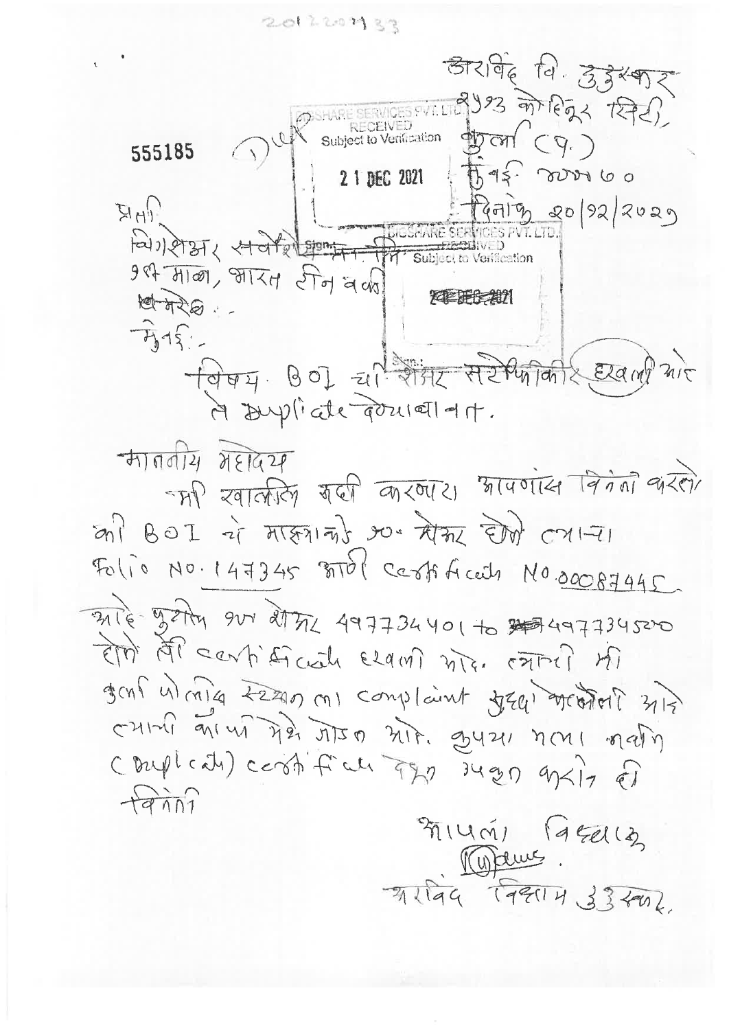20122033

अरविंद वि. उडेरकर
2193 कोहिनूर सिटी,
कुर्ला (प.)
मुंबई ४०००७०
दिनांक 20/12/2021

555185

SHARE SERVICES PVT. LTD.
RECEIVED
Subject to Verification
21 DEC 2021

BIGSHARE SERVICES PVT. LTD.
RECEIVED
Subject to Verification
20 DEC 2021

प्रति
बिगशेअर सर्वीस प्रा. लि
१ला माळा, भारत टीन वर्क्स
मरोळ
मुंबई.

विषय. BOI ची शेअर सर्टिफिकेट हरवली आहे ते Duplicate देण्याबाबत.

माननीय महोदय

मी खालील सही करणारा आपणास विनंती करतो की BOI चे माझ्याकडे ३०० शेअर होते त्याचा Folio NO. 147345 आणि Certificate NO. 00087445 आहे. पुढील ३०० शेअर 497734401 to 497734520 होते ते certificate हरवली आहे. त्याची मी कुर्ला पोलिस स्टेशन ला complaint सुद्धा केलेली आहे त्याची कॉपी मेल जोडत आहे. कृपया मला नवीन (Duplicate) certificate देऊन उपकृत करावे ही विनंती

आपला विश्वासू
(सही)
अरविंद विश्राम उडेरकर.